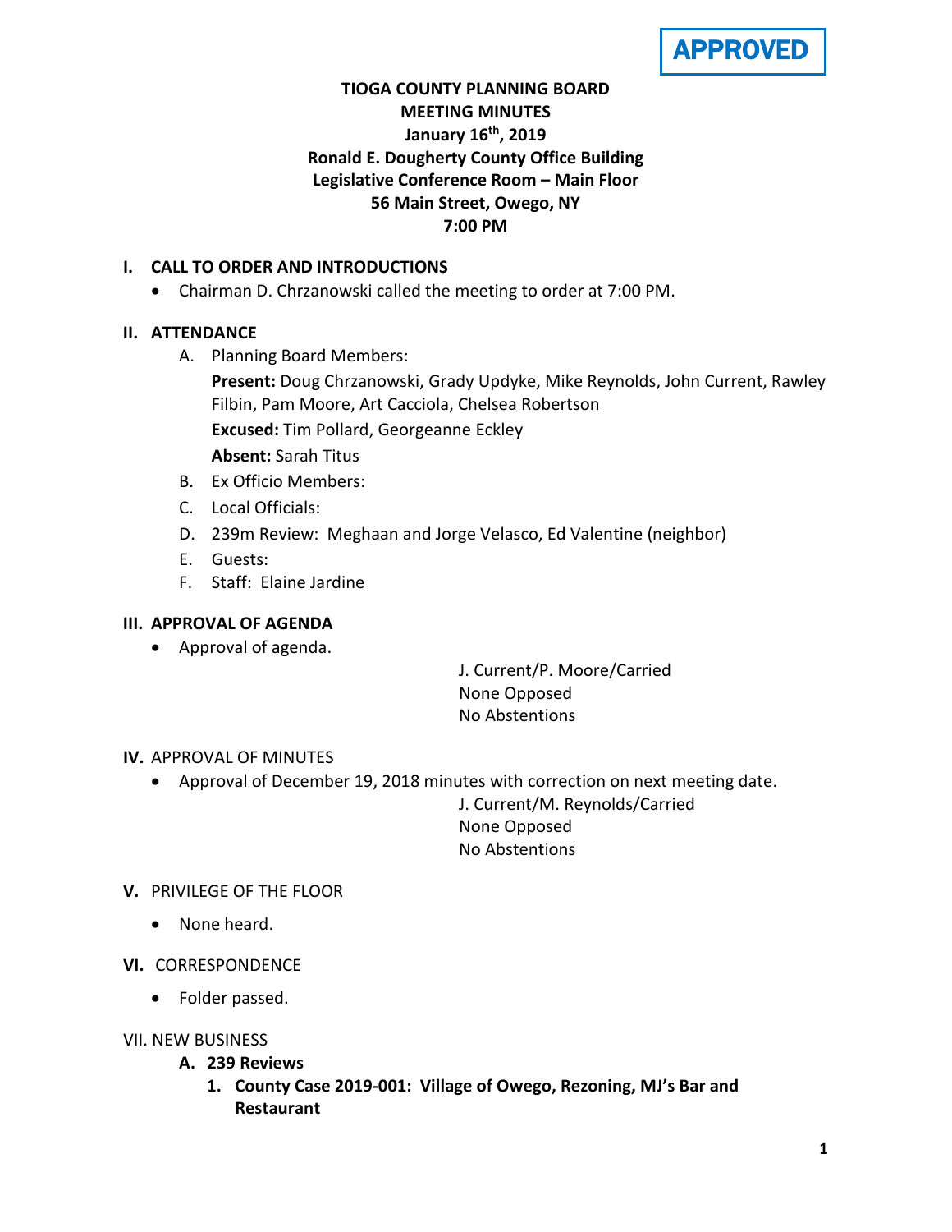**APPROVED**

**TIOGA COUNTY PLANNING BOARD**
**MEETING MINUTES**
**January 16th, 2019**
**Ronald E. Dougherty County Office Building**
**Legislative Conference Room – Main Floor**
**56 Main Street, Owego, NY**
**7:00 PM**

## I. CALL TO ORDER AND INTRODUCTIONS

- Chairman D. Chrzanowski called the meeting to order at 7:00 PM.

## II. ATTENDANCE

A. Planning Board Members:
   **Present:** Doug Chrzanowski, Grady Updyke, Mike Reynolds, John Current, Rawley Filbin, Pam Moore, Art Cacciola, Chelsea Robertson
   **Excused:** Tim Pollard, Georgeanne Eckley
   **Absent:** Sarah Titus

B. Ex Officio Members:

C. Local Officials:

D. 239m Review: Meghaan and Jorge Velasco, Ed Valentine (neighbor)

E. Guests:

F. Staff: Elaine Jardine

## III. APPROVAL OF AGENDA

- Approval of agenda.

  J. Current/P. Moore/Carried
  None Opposed
  No Abstentions

## IV. APPROVAL OF MINUTES

- Approval of December 19, 2018 minutes with correction on next meeting date.

  J. Current/M. Reynolds/Carried
  None Opposed
  No Abstentions

## V. PRIVILEGE OF THE FLOOR

- None heard.

## VI. CORRESPONDENCE

- Folder passed.

## VII. NEW BUSINESS

### A. 239 Reviews

1. **County Case 2019-001: Village of Owego, Rezoning, MJ's Bar and Restaurant**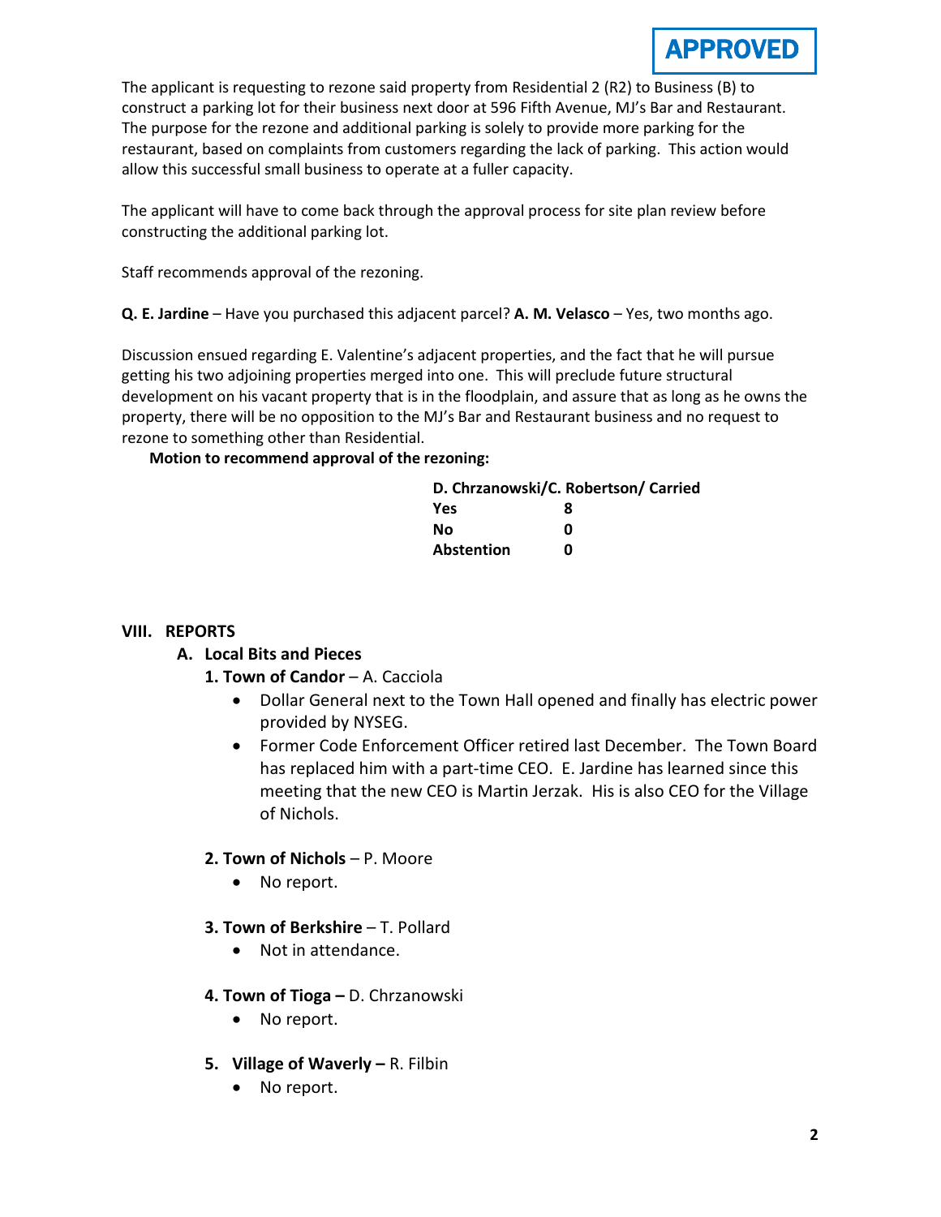**APPROVED**

The applicant is requesting to rezone said property from Residential 2 (R2) to Business (B) to construct a parking lot for their business next door at 596 Fifth Avenue, MJ's Bar and Restaurant. The purpose for the rezone and additional parking is solely to provide more parking for the restaurant, based on complaints from customers regarding the lack of parking. This action would allow this successful small business to operate at a fuller capacity.

The applicant will have to come back through the approval process for site plan review before constructing the additional parking lot.

Staff recommends approval of the rezoning.

**Q. E. Jardine** – Have you purchased this adjacent parcel? **A. M. Velasco** – Yes, two months ago.

Discussion ensued regarding E. Valentine's adjacent properties, and the fact that he will pursue getting his two adjoining properties merged into one. This will preclude future structural development on his vacant property that is in the floodplain, and assure that as long as he owns the property, there will be no opposition to the MJ's Bar and Restaurant business and no request to rezone to something other than Residential.

**Motion to recommend approval of the rezoning:**

**D. Chrzanowski/C. Robertson/ Carried**

| | |
|---|---|
| **Yes** | **8** |
| **No** | **0** |
| **Abstention** | **0** |

## VIII. REPORTS

### A. Local Bits and Pieces

**1. Town of Candor** – A. Cacciola

- Dollar General next to the Town Hall opened and finally has electric power provided by NYSEG.
- Former Code Enforcement Officer retired last December. The Town Board has replaced him with a part-time CEO. E. Jardine has learned since this meeting that the new CEO is Martin Jerzak. His is also CEO for the Village of Nichols.

**2. Town of Nichols** – P. Moore

- No report.

**3. Town of Berkshire** – T. Pollard

- Not in attendance.

**4. Town of Tioga –** D. Chrzanowski

- No report.

**5. Village of Waverly –** R. Filbin

- No report.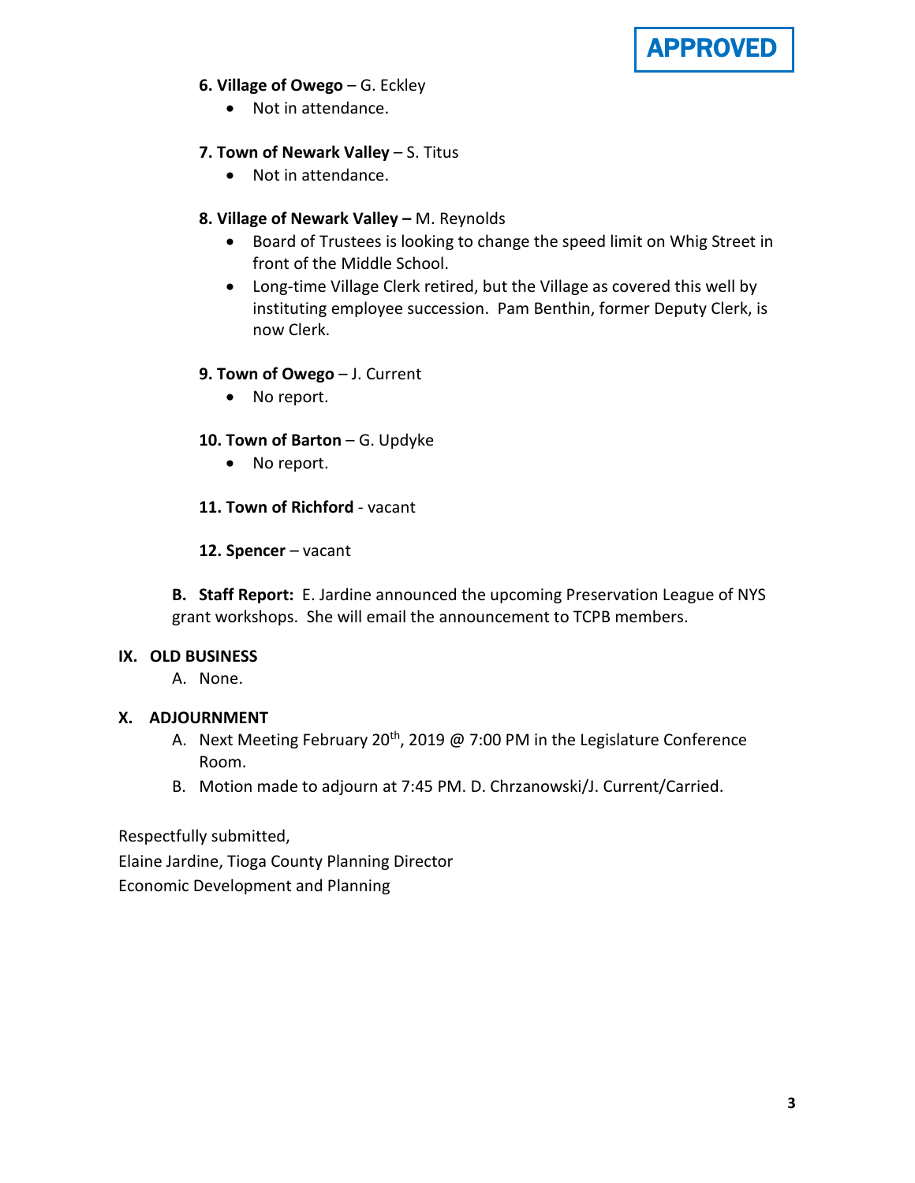**APPROVED**

**6. Village of Owego** – G. Eckley

- Not in attendance.

**7. Town of Newark Valley** – S. Titus

- Not in attendance.

**8. Village of Newark Valley –** M. Reynolds

- Board of Trustees is looking to change the speed limit on Whig Street in front of the Middle School.
- Long-time Village Clerk retired, but the Village as covered this well by instituting employee succession. Pam Benthin, former Deputy Clerk, is now Clerk.

**9. Town of Owego** – J. Current

- No report.

**10. Town of Barton** – G. Updyke

- No report.

**11. Town of Richford** - vacant

**12. Spencer** – vacant

**B. Staff Report:** E. Jardine announced the upcoming Preservation League of NYS grant workshops. She will email the announcement to TCPB members.

## IX. OLD BUSINESS

A. None.

## X. ADJOURNMENT

A. Next Meeting February 20th, 2019 @ 7:00 PM in the Legislature Conference Room.

B. Motion made to adjourn at 7:45 PM. D. Chrzanowski/J. Current/Carried.

Respectfully submitted,

Elaine Jardine, Tioga County Planning Director

Economic Development and Planning